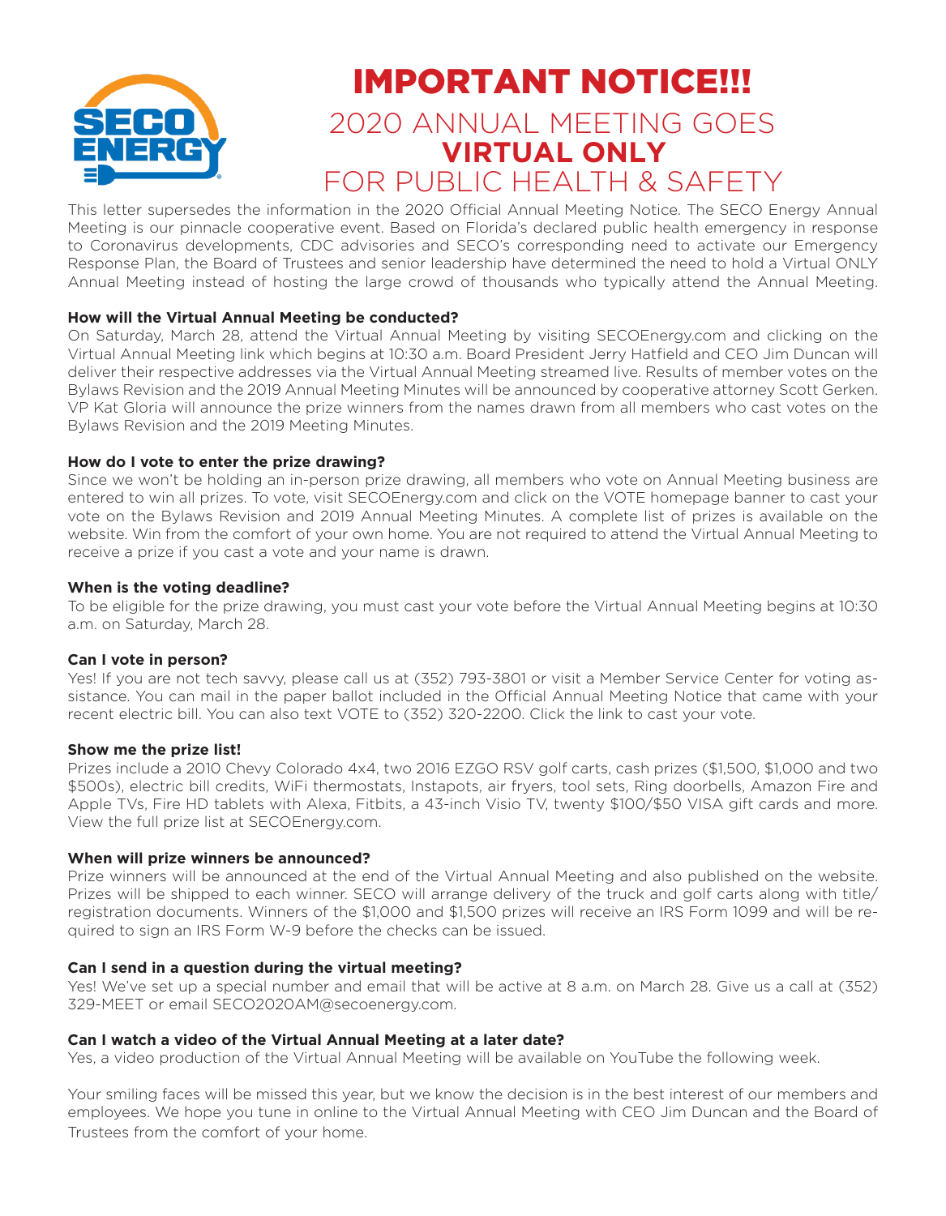# IMPORTANT NOTICE!!!

## 2020 ANNUAL MEETING GOES **VIRTUAL ONLY** FOR PUBLIC HEALTH & SAFETY

This letter supersedes the information in the 2020 Official Annual Meeting Notice. The SECO Energy Annual Meeting is our pinnacle cooperative event. Based on Florida's declared public health emergency in response to Coronavirus developments, CDC advisories and SECO's corresponding need to activate our Emergency Response Plan, the Board of Trustees and senior leadership have determined the need to hold a Virtual ONLY Annual Meeting instead of hosting the large crowd of thousands who typically attend the Annual Meeting.

**How will the Virtual Annual Meeting be conducted?**

On Saturday, March 28, attend the Virtual Annual Meeting by visiting SECOEnergy.com and clicking on the Virtual Annual Meeting link which begins at 10:30 a.m. Board President Jerry Hatfield and CEO Jim Duncan will deliver their respective addresses via the Virtual Annual Meeting streamed live. Results of member votes on the Bylaws Revision and the 2019 Annual Meeting Minutes will be announced by cooperative attorney Scott Gerken. VP Kat Gloria will announce the prize winners from the names drawn from all members who cast votes on the Bylaws Revision and the 2019 Meeting Minutes.

**How do I vote to enter the prize drawing?**

Since we won't be holding an in-person prize drawing, all members who vote on Annual Meeting business are entered to win all prizes. To vote, visit SECOEnergy.com and click on the VOTE homepage banner to cast your vote on the Bylaws Revision and 2019 Annual Meeting Minutes. A complete list of prizes is available on the website. Win from the comfort of your own home. You are not required to attend the Virtual Annual Meeting to receive a prize if you cast a vote and your name is drawn.

**When is the voting deadline?**

To be eligible for the prize drawing, you must cast your vote before the Virtual Annual Meeting begins at 10:30 a.m. on Saturday, March 28.

**Can I vote in person?**

Yes! If you are not tech savvy, please call us at (352) 793-3801 or visit a Member Service Center for voting assistance. You can mail in the paper ballot included in the Official Annual Meeting Notice that came with your recent electric bill. You can also text VOTE to (352) 320-2200. Click the link to cast your vote.

**Show me the prize list!**

Prizes include a 2010 Chevy Colorado 4x4, two 2016 EZGO RSV golf carts, cash prizes ($1,500, $1,000 and two $500s), electric bill credits, WiFi thermostats, Instapots, air fryers, tool sets, Ring doorbells, Amazon Fire and Apple TVs, Fire HD tablets with Alexa, Fitbits, a 43-inch Visio TV, twenty $100/$50 VISA gift cards and more. View the full prize list at SECOEnergy.com.

**When will prize winners be announced?**

Prize winners will be announced at the end of the Virtual Annual Meeting and also published on the website. Prizes will be shipped to each winner. SECO will arrange delivery of the truck and golf carts along with title/registration documents. Winners of the $1,000 and $1,500 prizes will receive an IRS Form 1099 and will be required to sign an IRS Form W-9 before the checks can be issued.

**Can I send in a question during the virtual meeting?**

Yes! We've set up a special number and email that will be active at 8 a.m. on March 28. Give us a call at (352) 329-MEET or email SECO2020AM@secoenergy.com.

**Can I watch a video of the Virtual Annual Meeting at a later date?**

Yes, a video production of the Virtual Annual Meeting will be available on YouTube the following week.

Your smiling faces will be missed this year, but we know the decision is in the best interest of our members and employees. We hope you tune in online to the Virtual Annual Meeting with CEO Jim Duncan and the Board of Trustees from the comfort of your home.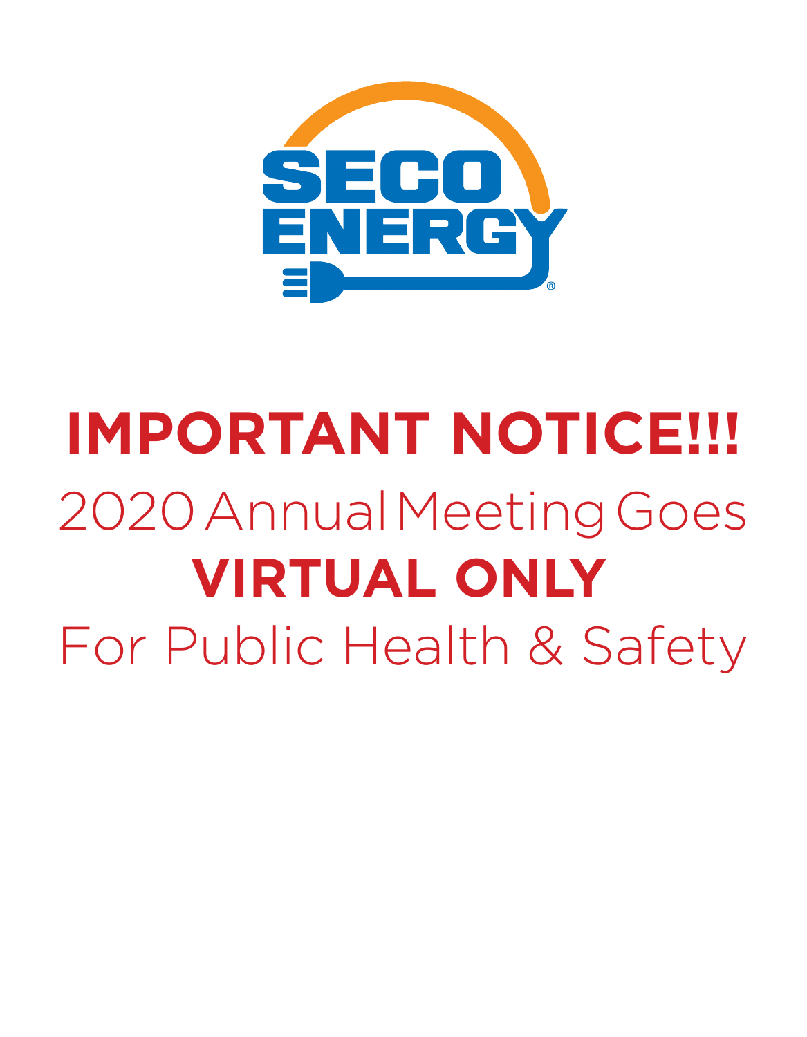SECO ENERGY

# IMPORTANT NOTICE!!!

2020 Annual Meeting Goes

**VIRTUAL ONLY**

For Public Health & Safety